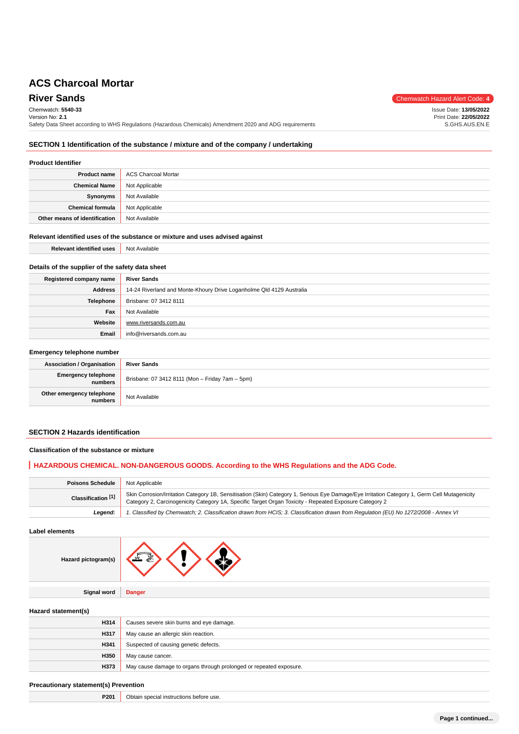# ACS Charcoal Mortar

## River Sands

Chemwatch Hazard Alert Code: **4**

Chemwatch: **5540-33**
Version No: **2.1**
Safety Data Sheet according to WHS Regulations (Hazardous Chemicals) Amendment 2020 and ADG requirements

Issue Date: **13/05/2022**
Print Date: **22/05/2022**
S.GHS.AUS.EN.E

## SECTION 1 Identification of the substance / mixture and of the company / undertaking

### Product Identifier

| | |
|---|---|
| **Product name** | ACS Charcoal Mortar |
| **Chemical Name** | Not Applicable |
| **Synonyms** | Not Available |
| **Chemical formula** | Not Applicable |
| **Other means of identification** | Not Available |

### Relevant identified uses of the substance or mixture and uses advised against

| | |
|---|---|
| **Relevant identified uses** | Not Available |

### Details of the supplier of the safety data sheet

| | |
|---|---|
| **Registered company name** | **River Sands** |
| **Address** | 14-24 Riverland and Monte-Khoury Drive Loganholme Qld 4129 Australia |
| **Telephone** | Brisbane: 07 3412 8111 |
| **Fax** | Not Available |
| **Website** | www.riversands.com.au |
| **Email** | info@riversands.com.au |

### Emergency telephone number

| | |
|---|---|
| **Association / Organisation** | **River Sands** |
| **Emergency telephone numbers** | Brisbane: 07 3412 8111 (Mon – Friday 7am – 5pm) |
| **Other emergency telephone numbers** | Not Available |

## SECTION 2 Hazards identification

### Classification of the substance or mixture

**HAZARDOUS CHEMICAL. NON-DANGEROUS GOODS. According to the WHS Regulations and the ADG Code.**

| | |
|---|---|
| **Poisons Schedule** | Not Applicable |
| **Classification [1]** | Skin Corrosion/Irritation Category 1B, Sensitisation (Skin) Category 1, Serious Eye Damage/Eye Irritation Category 1, Germ Cell Mutagenicity Category 2, Carcinogenicity Category 1A, Specific Target Organ Toxicity - Repeated Exposure Category 2 |
| ***Legend:*** | *1. Classified by Chemwatch; 2. Classification drawn from HCIS; 3. Classification drawn from Regulation (EU) No 1272/2008 - Annex VI* |

### Label elements

| | |
|---|---|
| **Hazard pictogram(s)** | |
| **Signal word** | **Danger** |

### Hazard statement(s)

| | |
|---|---|
| **H314** | Causes severe skin burns and eye damage. |
| **H317** | May cause an allergic skin reaction. |
| **H341** | Suspected of causing genetic defects. |
| **H350** | May cause cancer. |
| **H373** | May cause damage to organs through prolonged or repeated exposure. |

### Precautionary statement(s) Prevention

| | |
|---|---|
| **P201** | Obtain special instructions before use. |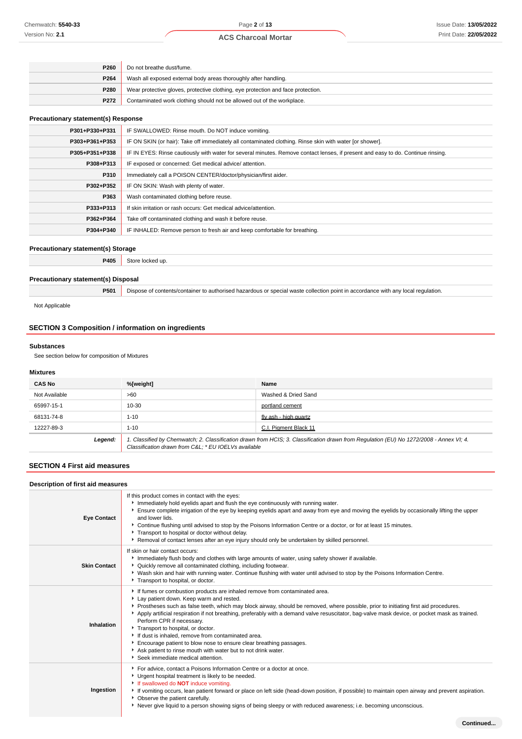| | |
|---|---|
| **P260** | Do not breathe dust/fume. |
| **P264** | Wash all exposed external body areas thoroughly after handling. |
| **P280** | Wear protective gloves, protective clothing, eye protection and face protection. |
| **P272** | Contaminated work clothing should not be allowed out of the workplace. |

### Precautionary statement(s) Response

| | |
|---|---|
| **P301+P330+P331** | IF SWALLOWED: Rinse mouth. Do NOT induce vomiting. |
| **P303+P361+P353** | IF ON SKIN (or hair): Take off immediately all contaminated clothing. Rinse skin with water [or shower]. |
| **P305+P351+P338** | IF IN EYES: Rinse cautiously with water for several minutes. Remove contact lenses, if present and easy to do. Continue rinsing. |
| **P308+P313** | IF exposed or concerned: Get medical advice/ attention. |
| **P310** | Immediately call a POISON CENTER/doctor/physician/first aider. |
| **P302+P352** | IF ON SKIN: Wash with plenty of water. |
| **P363** | Wash contaminated clothing before reuse. |
| **P333+P313** | If skin irritation or rash occurs: Get medical advice/attention. |
| **P362+P364** | Take off contaminated clothing and wash it before reuse. |
| **P304+P340** | IF INHALED: Remove person to fresh air and keep comfortable for breathing. |

### Precautionary statement(s) Storage

| | |
|---|---|
| **P405** | Store locked up. |

### Precautionary statement(s) Disposal

| | |
|---|---|
| **P501** | Dispose of contents/container to authorised hazardous or special waste collection point in accordance with any local regulation. |

Not Applicable

## SECTION 3 Composition / information on ingredients

### Substances

See section below for composition of Mixtures

### Mixtures

| CAS No | %[weight] | Name |
|---|---|---|
| Not Available | >60 | Washed & Dried Sand |
| 65997-15-1 | 10-30 | portland cement |
| 68131-74-8 | 1-10 | fly ash - high quartz |
| 12227-89-3 | 1-10 | C.I. Pigment Black 11 |
| ***Legend:*** | *1. Classified by Chemwatch; 2. Classification drawn from HCIS; 3. Classification drawn from Regulation (EU) No 1272/2008 - Annex VI; 4. Classification drawn from C&L; \* EU IOELVs available* | |

## SECTION 4 First aid measures

### Description of first aid measures

| | |
|---|---|
| **Eye Contact** | If this product comes in contact with the eyes:<br>▸ Immediately hold eyelids apart and flush the eye continuously with running water.<br>▸ Ensure complete irrigation of the eye by keeping eyelids apart and away from eye and moving the eyelids by occasionally lifting the upper and lower lids.<br>▸ Continue flushing until advised to stop by the Poisons Information Centre or a doctor, or for at least 15 minutes.<br>▸ Transport to hospital or doctor without delay.<br>▸ Removal of contact lenses after an eye injury should only be undertaken by skilled personnel. |
| **Skin Contact** | If skin or hair contact occurs:<br>▸ Immediately flush body and clothes with large amounts of water, using safety shower if available.<br>▸ Quickly remove all contaminated clothing, including footwear.<br>▸ Wash skin and hair with running water. Continue flushing with water until advised to stop by the Poisons Information Centre.<br>▸ Transport to hospital, or doctor. |
| **Inhalation** | ▸ If fumes or combustion products are inhaled remove from contaminated area.<br>▸ Lay patient down. Keep warm and rested.<br>▸ Prostheses such as false teeth, which may block airway, should be removed, where possible, prior to initiating first aid procedures.<br>▸ Apply artificial respiration if not breathing, preferably with a demand valve resuscitator, bag-valve mask device, or pocket mask as trained. Perform CPR if necessary.<br>▸ Transport to hospital, or doctor.<br>▸ If dust is inhaled, remove from contaminated area.<br>▸ Encourage patient to blow nose to ensure clear breathing passages.<br>▸ Ask patient to rinse mouth with water but to not drink water.<br>▸ Seek immediate medical attention. |
| **Ingestion** | ▸ For advice, contact a Poisons Information Centre or a doctor at once.<br>▸ Urgent hospital treatment is likely to be needed.<br>▸ If swallowed do **NOT** induce vomiting.<br>▸ If vomiting occurs, lean patient forward or place on left side (head-down position, if possible) to maintain open airway and prevent aspiration.<br>▸ Observe the patient carefully.<br>▸ Never give liquid to a person showing signs of being sleepy or with reduced awareness; i.e. becoming unconscious. |

**Continued...**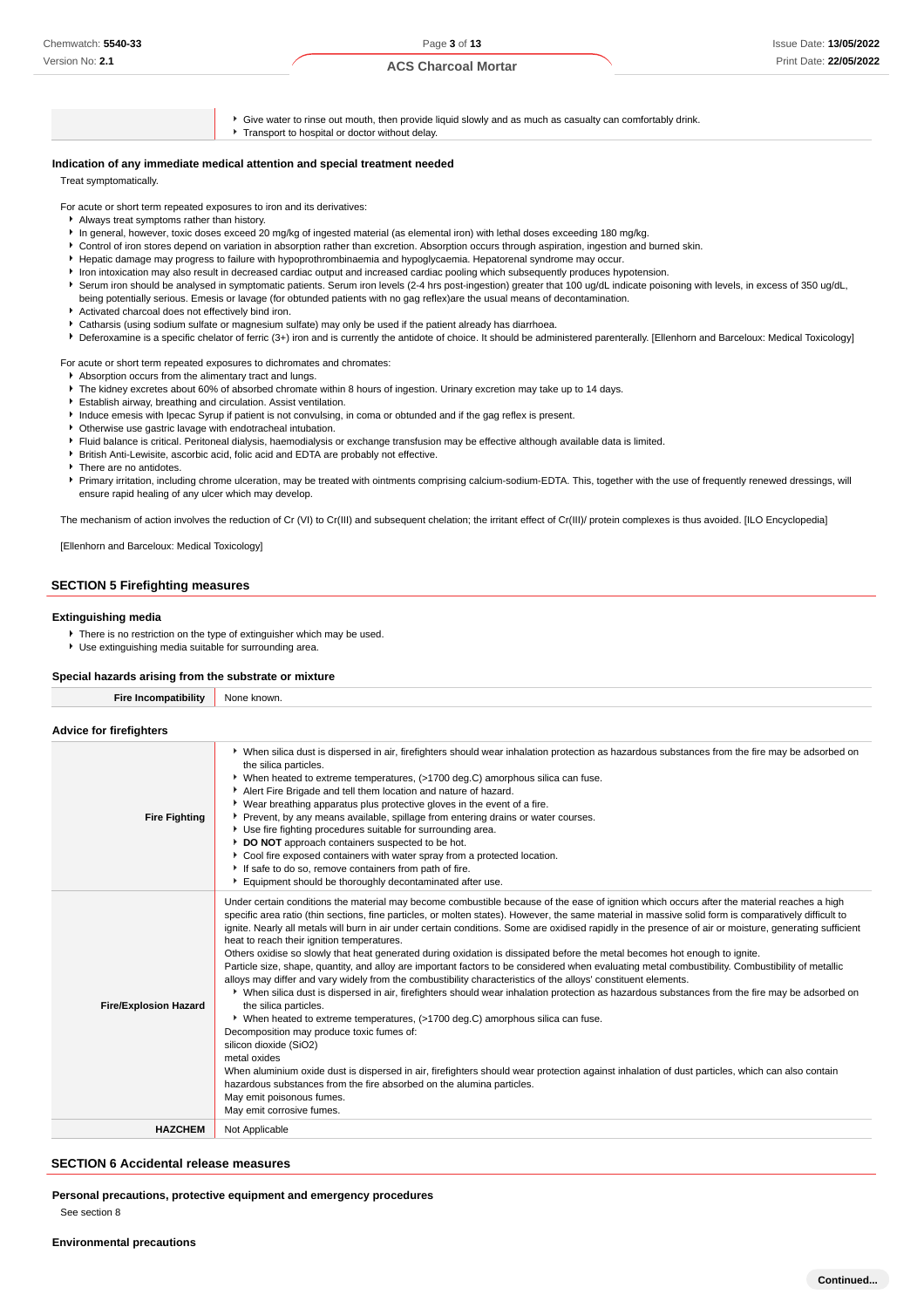| | |
|---|---|
| | ▸ Give water to rinse out mouth, then provide liquid slowly and as much as casualty can comfortably drink.<br>▸ Transport to hospital or doctor without delay. |

### Indication of any immediate medical attention and special treatment needed

Treat symptomatically.

For acute or short term repeated exposures to iron and its derivatives:

- Always treat symptoms rather than history.
- In general, however, toxic doses exceed 20 mg/kg of ingested material (as elemental iron) with lethal doses exceeding 180 mg/kg.
- Control of iron stores depend on variation in absorption rather than excretion. Absorption occurs through aspiration, ingestion and burned skin.
- Hepatic damage may progress to failure with hypoprothrombinaemia and hypoglycaemia. Hepatorenal syndrome may occur.
- Iron intoxication may also result in decreased cardiac output and increased cardiac pooling which subsequently produces hypotension.
- Serum iron should be analysed in symptomatic patients. Serum iron levels (2-4 hrs post-ingestion) greater that 100 ug/dL indicate poisoning with levels, in excess of 350 ug/dL, being potentially serious. Emesis or lavage (for obtunded patients with no gag reflex)are the usual means of decontamination.
- Activated charcoal does not effectively bind iron.
- Catharsis (using sodium sulfate or magnesium sulfate) may only be used if the patient already has diarrhoea.
- Deferoxamine is a specific chelator of ferric (3+) iron and is currently the antidote of choice. It should be administered parenterally. [Ellenhorn and Barceloux: Medical Toxicology]

For acute or short term repeated exposures to dichromates and chromates:

- Absorption occurs from the alimentary tract and lungs.
- The kidney excretes about 60% of absorbed chromate within 8 hours of ingestion. Urinary excretion may take up to 14 days.
- Establish airway, breathing and circulation. Assist ventilation.
- Induce emesis with Ipecac Syrup if patient is not convulsing, in coma or obtunded and if the gag reflex is present.
- Otherwise use gastric lavage with endotracheal intubation.
- Fluid balance is critical. Peritoneal dialysis, haemodialysis or exchange transfusion may be effective although available data is limited.
- British Anti-Lewisite, ascorbic acid, folic acid and EDTA are probably not effective.
- There are no antidotes.
- Primary irritation, including chrome ulceration, may be treated with ointments comprising calcium-sodium-EDTA. This, together with the use of frequently renewed dressings, will ensure rapid healing of any ulcer which may develop.

The mechanism of action involves the reduction of Cr (VI) to Cr(III) and subsequent chelation; the irritant effect of Cr(III)/ protein complexes is thus avoided. [ILO Encyclopedia]

[Ellenhorn and Barceloux: Medical Toxicology]

## SECTION 5 Firefighting measures

### Extinguishing media

- There is no restriction on the type of extinguisher which may be used.
- Use extinguishing media suitable for surrounding area.

### Special hazards arising from the substrate or mixture

| | |
|---|---|
| **Fire Incompatibility** | None known. |

### Advice for firefighters

| | |
|---|---|
| **Fire Fighting** | ▸ When silica dust is dispersed in air, firefighters should wear inhalation protection as hazardous substances from the fire may be adsorbed on the silica particles.<br>▸ When heated to extreme temperatures, (>1700 deg.C) amorphous silica can fuse.<br>▸ Alert Fire Brigade and tell them location and nature of hazard.<br>▸ Wear breathing apparatus plus protective gloves in the event of a fire.<br>▸ Prevent, by any means available, spillage from entering drains or water courses.<br>▸ Use fire fighting procedures suitable for surrounding area.<br>▸ **DO NOT** approach containers suspected to be hot.<br>▸ Cool fire exposed containers with water spray from a protected location.<br>▸ If safe to do so, remove containers from path of fire.<br>▸ Equipment should be thoroughly decontaminated after use. |
| **Fire/Explosion Hazard** | Under certain conditions the material may become combustible because of the ease of ignition which occurs after the material reaches a high specific area ratio (thin sections, fine particles, or molten states). However, the same material in massive solid form is comparatively difficult to ignite. Nearly all metals will burn in air under certain conditions. Some are oxidised rapidly in the presence of air or moisture, generating sufficient heat to reach their ignition temperatures.<br>Others oxidise so slowly that heat generated during oxidation is dissipated before the metal becomes hot enough to ignite.<br>Particle size, shape, quantity, and alloy are important factors to be considered when evaluating metal combustibility. Combustibility of metallic alloys may differ and vary widely from the combustibility characteristics of the alloys' constituent elements.<br>▸ When silica dust is dispersed in air, firefighters should wear inhalation protection as hazardous substances from the fire may be adsorbed on the silica particles.<br>▸ When heated to extreme temperatures, (>1700 deg.C) amorphous silica can fuse.<br>Decomposition may produce toxic fumes of:<br>silicon dioxide ($SiO_2$)<br>metal oxides<br>When aluminium oxide dust is dispersed in air, firefighters should wear protection against inhalation of dust particles, which can also contain hazardous substances from the fire absorbed on the alumina particles.<br>May emit poisonous fumes.<br>May emit corrosive fumes. |
| **HAZCHEM** | Not Applicable |

## SECTION 6 Accidental release measures

### Personal precautions, protective equipment and emergency procedures

See section 8

### Environmental precautions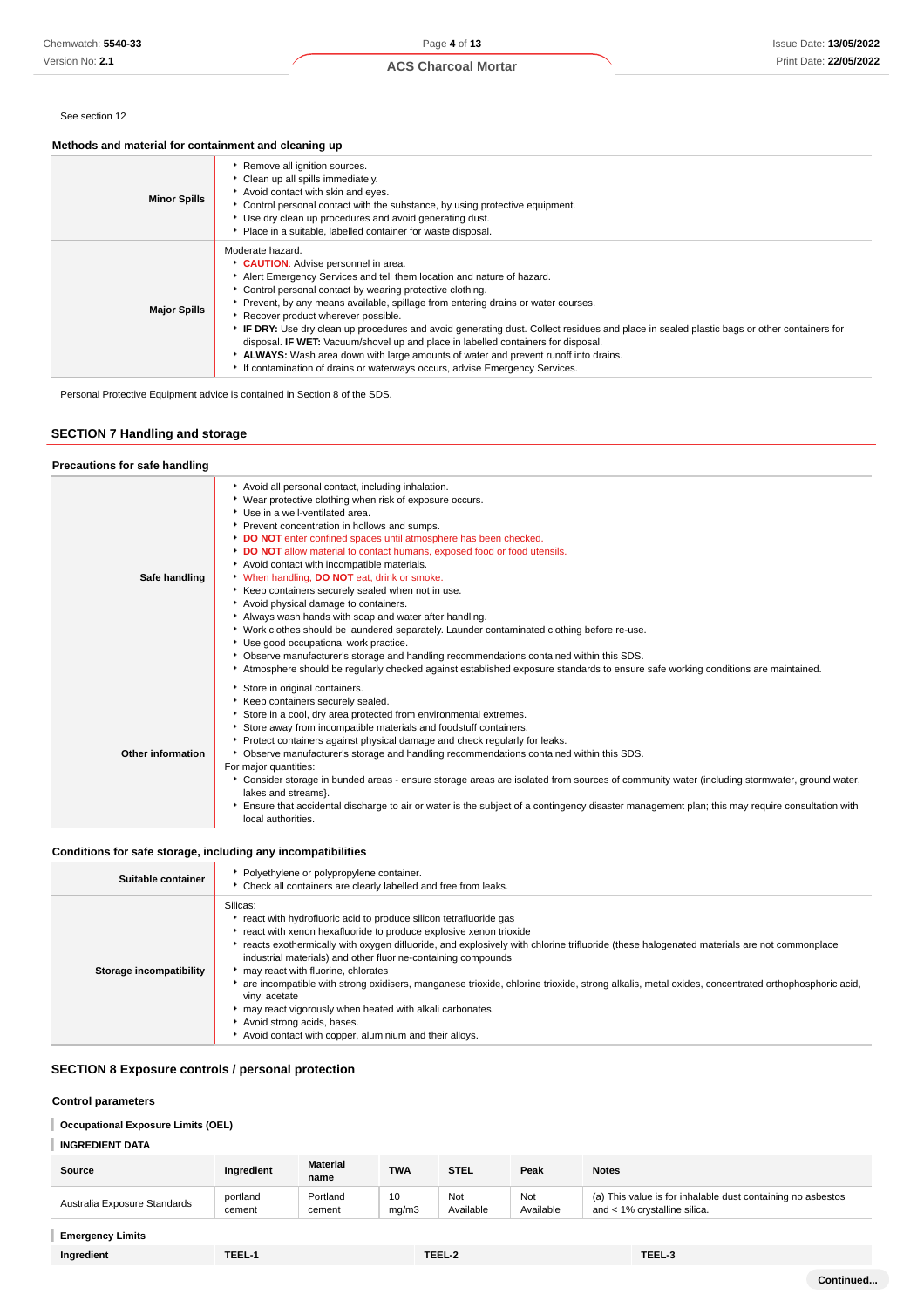See section 12

### Methods and material for containment and cleaning up

| | |
|---|---|
| **Minor Spills** | ▸ Remove all ignition sources.<br>▸ Clean up all spills immediately.<br>▸ Avoid contact with skin and eyes.<br>▸ Control personal contact with the substance, by using protective equipment.<br>▸ Use dry clean up procedures and avoid generating dust.<br>▸ Place in a suitable, labelled container for waste disposal. |
| **Major Spills** | Moderate hazard.<br>▸ **CAUTION**: Advise personnel in area.<br>▸ Alert Emergency Services and tell them location and nature of hazard.<br>▸ Control personal contact by wearing protective clothing.<br>▸ Prevent, by any means available, spillage from entering drains or water courses.<br>▸ Recover product wherever possible.<br>▸ **IF DRY:** Use dry clean up procedures and avoid generating dust. Collect residues and place in sealed plastic bags or other containers for disposal. **IF WET:** Vacuum/shovel up and place in labelled containers for disposal.<br>▸ **ALWAYS:** Wash area down with large amounts of water and prevent runoff into drains.<br>▸ If contamination of drains or waterways occurs, advise Emergency Services. |

Personal Protective Equipment advice is contained in Section 8 of the SDS.

## SECTION 7 Handling and storage

### Precautions for safe handling

| | |
|---|---|
| **Safe handling** | ▸ Avoid all personal contact, including inhalation.<br>▸ Wear protective clothing when risk of exposure occurs.<br>▸ Use in a well-ventilated area.<br>▸ Prevent concentration in hollows and sumps.<br>▸ **DO NOT** enter confined spaces until atmosphere has been checked.<br>▸ **DO NOT** allow material to contact humans, exposed food or food utensils.<br>▸ Avoid contact with incompatible materials.<br>▸ When handling, **DO NOT** eat, drink or smoke.<br>▸ Keep containers securely sealed when not in use.<br>▸ Avoid physical damage to containers.<br>▸ Always wash hands with soap and water after handling.<br>▸ Work clothes should be laundered separately. Launder contaminated clothing before re-use.<br>▸ Use good occupational work practice.<br>▸ Observe manufacturer's storage and handling recommendations contained within this SDS.<br>▸ Atmosphere should be regularly checked against established exposure standards to ensure safe working conditions are maintained. |
| **Other information** | ▸ Store in original containers.<br>▸ Keep containers securely sealed.<br>▸ Store in a cool, dry area protected from environmental extremes.<br>▸ Store away from incompatible materials and foodstuff containers.<br>▸ Protect containers against physical damage and check regularly for leaks.<br>▸ Observe manufacturer's storage and handling recommendations contained within this SDS.<br>For major quantities:<br>▸ Consider storage in bunded areas - ensure storage areas are isolated from sources of community water (including stormwater, ground water, lakes and streams).<br>▸ Ensure that accidental discharge to air or water is the subject of a contingency disaster management plan; this may require consultation with local authorities. |

### Conditions for safe storage, including any incompatibilities

| | |
|---|---|
| **Suitable container** | ▸ Polyethylene or polypropylene container.<br>▸ Check all containers are clearly labelled and free from leaks. |
| **Storage incompatibility** | Silicas:<br>▸ react with hydrofluoric acid to produce silicon tetrafluoride gas<br>▸ react with xenon hexafluoride to produce explosive xenon trioxide<br>▸ reacts exothermically with oxygen difluoride, and explosively with chlorine trifluoride (these halogenated materials are not commonplace industrial materials) and other fluorine-containing compounds<br>▸ may react with fluorine, chlorates<br>▸ are incompatible with strong oxidisers, manganese trioxide, chlorine trioxide, strong alkalis, metal oxides, concentrated orthophosphoric acid, vinyl acetate<br>▸ may react vigorously when heated with alkali carbonates.<br>▸ Avoid strong acids, bases.<br>▸ Avoid contact with copper, aluminium and their alloys. |

## SECTION 8 Exposure controls / personal protection

### Control parameters

**Occupational Exposure Limits (OEL)**

**INGREDIENT DATA**

| Source | Ingredient | Material name | TWA | STEL | Peak | Notes |
|---|---|---|---|---|---|---|
| Australia Exposure Standards | portland cement | Portland cement | 10 mg/m3 | Not Available | Not Available | (a) This value is for inhalable dust containing no asbestos and < 1% crystalline silica. |

**Emergency Limits**

| Ingredient | TEEL-1 | TEEL-2 | TEEL-3 |
|---|---|---|---|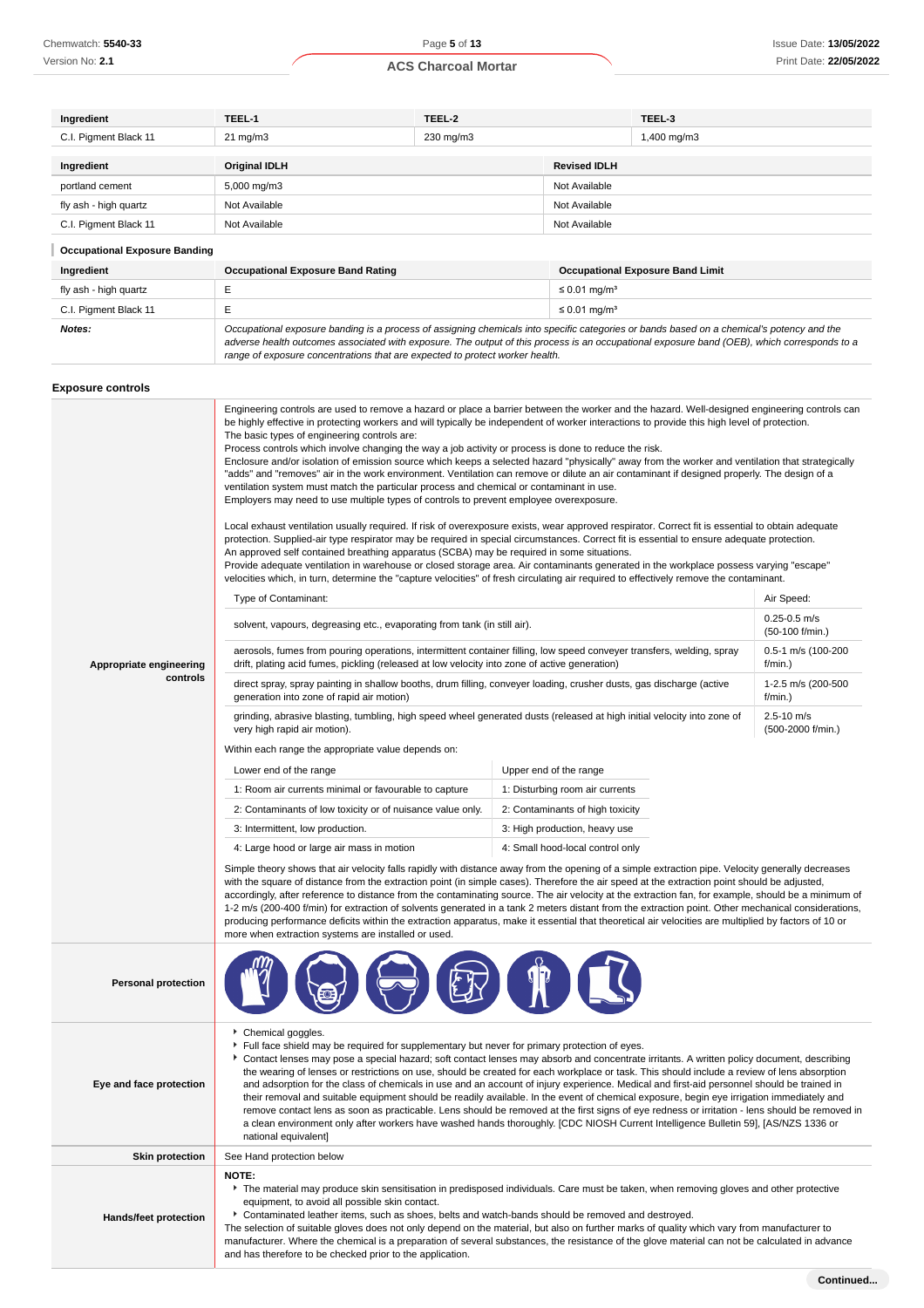| Ingredient | TEEL-1 | TEEL-2 | TEEL-3 |
|---|---|---|---|
| C.I. Pigment Black 11 | 21 mg/m3 | 230 mg/m3 | 1,400 mg/m3 |

| Ingredient | Original IDLH | Revised IDLH |
|---|---|---|
| portland cement | 5,000 mg/m3 | Not Available |
| fly ash - high quartz | Not Available | Not Available |
| C.I. Pigment Black 11 | Not Available | Not Available |

### Occupational Exposure Banding

| Ingredient | Occupational Exposure Band Rating | Occupational Exposure Band Limit |
|---|---|---|
| fly ash - high quartz | E | ≤ 0.01 mg/m³ |
| C.I. Pigment Black 11 | E | ≤ 0.01 mg/m³ |
| ***Notes:*** | *Occupational exposure banding is a process of assigning chemicals into specific categories or bands based on a chemical's potency and the adverse health outcomes associated with exposure. The output of this process is an occupational exposure band (OEB), which corresponds to a range of exposure concentrations that are expected to protect worker health.* | |

## Exposure controls

**Appropriate engineering controls**

Engineering controls are used to remove a hazard or place a barrier between the worker and the hazard. Well-designed engineering controls can be highly effective in protecting workers and will typically be independent of worker interactions to provide this high level of protection.
The basic types of engineering controls are:
Process controls which involve changing the way a job activity or process is done to reduce the risk.
Enclosure and/or isolation of emission source which keeps a selected hazard "physically" away from the worker and ventilation that strategically "adds" and "removes" air in the work environment. Ventilation can remove or dilute an air contaminant if designed properly. The design of a ventilation system must match the particular process and chemical or contaminant in use.
Employers may need to use multiple types of controls to prevent employee overexposure.

Local exhaust ventilation usually required. If risk of overexposure exists, wear approved respirator. Correct fit is essential to obtain adequate protection. Supplied-air type respirator may be required in special circumstances. Correct fit is essential to ensure adequate protection.
An approved self contained breathing apparatus (SCBA) may be required in some situations.
Provide adequate ventilation in warehouse or closed storage area. Air contaminants generated in the workplace possess varying "escape" velocities which, in turn, determine the "capture velocities" of fresh circulating air required to effectively remove the contaminant.

| Type of Contaminant: | Air Speed: |
|---|---|
| solvent, vapours, degreasing etc., evaporating from tank (in still air). | 0.25-0.5 m/s (50-100 f/min.) |
| aerosols, fumes from pouring operations, intermittent container filling, low speed conveyer transfers, welding, spray drift, plating acid fumes, pickling (released at low velocity into zone of active generation) | 0.5-1 m/s (100-200 f/min.) |
| direct spray, spray painting in shallow booths, drum filling, conveyer loading, crusher dusts, gas discharge (active generation into zone of rapid air motion) | 1-2.5 m/s (200-500 f/min.) |
| grinding, abrasive blasting, tumbling, high speed wheel generated dusts (released at high initial velocity into zone of very high rapid air motion). | 2.5-10 m/s (500-2000 f/min.) |

Within each range the appropriate value depends on:

| Lower end of the range | Upper end of the range |
|---|---|
| 1: Room air currents minimal or favourable to capture | 1: Disturbing room air currents |
| 2: Contaminants of low toxicity or of nuisance value only. | 2: Contaminants of high toxicity |
| 3: Intermittent, low production. | 3: High production, heavy use |
| 4: Large hood or large air mass in motion | 4: Small hood-local control only |

Simple theory shows that air velocity falls rapidly with distance away from the opening of a simple extraction pipe. Velocity generally decreases with the square of distance from the extraction point (in simple cases). Therefore the air speed at the extraction point should be adjusted, accordingly, after reference to distance from the contaminating source. The air velocity at the extraction fan, for example, should be a minimum of 1-2 m/s (200-400 f/min) for extraction of solvents generated in a tank 2 meters distant from the extraction point. Other mechanical considerations, producing performance deficits within the extraction apparatus, make it essential that theoretical air velocities are multiplied by factors of 10 or more when extraction systems are installed or used.

**Personal protection**

**Eye and face protection**

- Chemical goggles.
- Full face shield may be required for supplementary but never for primary protection of eyes.
- Contact lenses may pose a special hazard; soft contact lenses may absorb and concentrate irritants. A written policy document, describing the wearing of lenses or restrictions on use, should be created for each workplace or task. This should include a review of lens absorption and adsorption for the class of chemicals in use and an account of injury experience. Medical and first-aid personnel should be trained in their removal and suitable equipment should be readily available. In the event of chemical exposure, begin eye irrigation immediately and remove contact lens as soon as practicable. Lens should be removed at the first signs of eye redness or irritation - lens should be removed in a clean environment only after workers have washed hands thoroughly. [CDC NIOSH Current Intelligence Bulletin 59], [AS/NZS 1336 or national equivalent]

**Skin protection**

See Hand protection below

**Hands/feet protection**

**NOTE:**
- The material may produce skin sensitisation in predisposed individuals. Care must be taken, when removing gloves and other protective equipment, to avoid all possible skin contact.
- Contaminated leather items, such as shoes, belts and watch-bands should be removed and destroyed.

The selection of suitable gloves does not only depend on the material, but also on further marks of quality which vary from manufacturer to manufacturer. Where the chemical is a preparation of several substances, the resistance of the glove material can not be calculated in advance and has therefore to be checked prior to the application.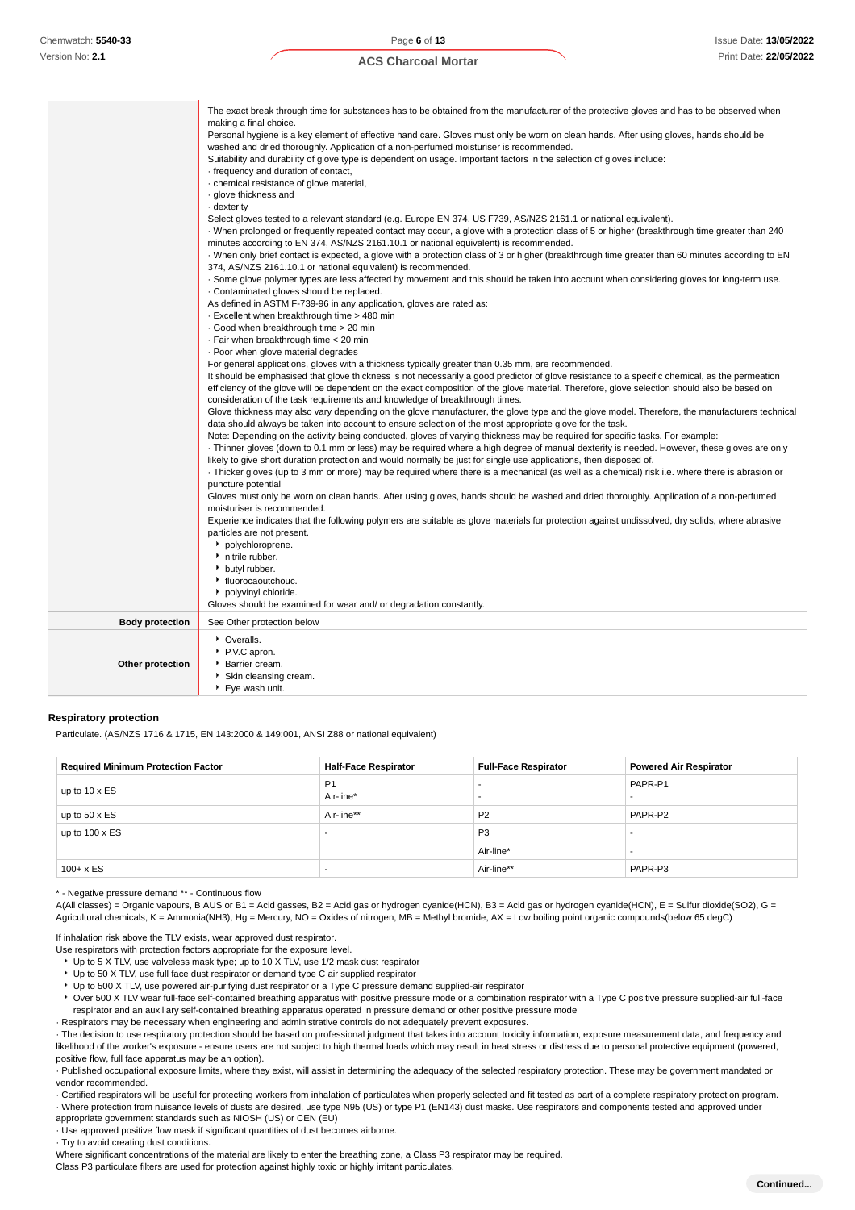| | |
|---|---|
| | The exact break through time for substances has to be obtained from the manufacturer of the protective gloves and has to be observed when making a final choice.<br>Personal hygiene is a key element of effective hand care. Gloves must only be worn on clean hands. After using gloves, hands should be washed and dried thoroughly. Application of a non-perfumed moisturiser is recommended.<br>Suitability and durability of glove type is dependent on usage. Important factors in the selection of gloves include:<br>· frequency and duration of contact,<br>· chemical resistance of glove material,<br>· glove thickness and<br>· dexterity<br>Select gloves tested to a relevant standard (e.g. Europe EN 374, US F739, AS/NZS 2161.1 or national equivalent).<br>· When prolonged or frequently repeated contact may occur, a glove with a protection class of 5 or higher (breakthrough time greater than 240 minutes according to EN 374, AS/NZS 2161.10.1 or national equivalent) is recommended.<br>· When only brief contact is expected, a glove with a protection class of 3 or higher (breakthrough time greater than 60 minutes according to EN 374, AS/NZS 2161.10.1 or national equivalent) is recommended.<br>· Some glove polymer types are less affected by movement and this should be taken into account when considering gloves for long-term use.<br>· Contaminated gloves should be replaced.<br>As defined in ASTM F-739-96 in any application, gloves are rated as:<br>· Excellent when breakthrough time > 480 min<br>· Good when breakthrough time > 20 min<br>· Fair when breakthrough time < 20 min<br>· Poor when glove material degrades<br>For general applications, gloves with a thickness typically greater than 0.35 mm, are recommended.<br>It should be emphasised that glove thickness is not necessarily a good predictor of glove resistance to a specific chemical, as the permeation efficiency of the glove will be dependent on the exact composition of the glove material. Therefore, glove selection should also be based on consideration of the task requirements and knowledge of breakthrough times.<br>Glove thickness may also vary depending on the glove manufacturer, the glove type and the glove model. Therefore, the manufacturers technical data should always be taken into account to ensure selection of the most appropriate glove for the task.<br>Note: Depending on the activity being conducted, gloves of varying thickness may be required for specific tasks. For example:<br>· Thinner gloves (down to 0.1 mm or less) may be required where a high degree of manual dexterity is needed. However, these gloves are only likely to give short duration protection and would normally be just for single use applications, then disposed of.<br>· Thicker gloves (up to 3 mm or more) may be required where there is a mechanical (as well as a chemical) risk i.e. where there is abrasion or puncture potential<br>Gloves must only be worn on clean hands. After using gloves, hands should be washed and dried thoroughly. Application of a non-perfumed moisturiser is recommended.<br>Experience indicates that the following polymers are suitable as glove materials for protection against undissolved, dry solids, where abrasive particles are not present.<br>▸ polychloroprene.<br>▸ nitrile rubber.<br>▸ butyl rubber.<br>▸ fluorocaoutchouc.<br>▸ polyvinyl chloride.<br>Gloves should be examined for wear and/ or degradation constantly. |
| **Body protection** | See Other protection below |
| **Other protection** | ▸ Overalls.<br>▸ P.V.C apron.<br>▸ Barrier cream.<br>▸ Skin cleansing cream.<br>▸ Eye wash unit. |

### Respiratory protection

Particulate. (AS/NZS 1716 & 1715, EN 143:2000 & 149:001, ANSI Z88 or national equivalent)

| Required Minimum Protection Factor | Half-Face Respirator | Full-Face Respirator | Powered Air Respirator |
|---|---|---|---|
| up to 10 x ES | P1<br>Air-line* | -<br>- | PAPR-P1<br>- |
| up to 50 x ES | Air-line** | P2 | PAPR-P2 |
| up to 100 x ES | - | P3 | - |
| | | Air-line* | - |
| 100+ x ES | - | Air-line** | PAPR-P3 |

\* - Negative pressure demand ** - Continuous flow

A(All classes) = Organic vapours, B AUS or B1 = Acid gasses, B2 = Acid gas or hydrogen cyanide(HCN), B3 = Acid gas or hydrogen cyanide(HCN), E = Sulfur dioxide($SO_2$), G = Agricultural chemicals, K = Ammonia($NH_3$), Hg = Mercury, NO = Oxides of nitrogen, MB = Methyl bromide, AX = Low boiling point organic compounds(below 65 degC)

If inhalation risk above the TLV exists, wear approved dust respirator.

Use respirators with protection factors appropriate for the exposure level.

- Up to 5 X TLV, use valveless mask type; up to 10 X TLV, use 1/2 mask dust respirator
- Up to 50 X TLV, use full face dust respirator or demand type C air supplied respirator
- Up to 500 X TLV, use powered air-purifying dust respirator or a Type C pressure demand supplied-air respirator
- Over 500 X TLV wear full-face self-contained breathing apparatus with positive pressure mode or a combination respirator with a Type C positive pressure supplied-air full-face respirator and an auxiliary self-contained breathing apparatus operated in pressure demand or other positive pressure mode

· Respirators may be necessary when engineering and administrative controls do not adequately prevent exposures.

· The decision to use respiratory protection should be based on professional judgment that takes into account toxicity information, exposure measurement data, and frequency and likelihood of the worker's exposure - ensure users are not subject to high thermal loads which may result in heat stress or distress due to personal protective equipment (powered, positive flow, full face apparatus may be an option).

· Published occupational exposure limits, where they exist, will assist in determining the adequacy of the selected respiratory protection. These may be government mandated or vendor recommended.

· Certified respirators will be useful for protecting workers from inhalation of particulates when properly selected and fit tested as part of a complete respiratory protection program.

· Where protection from nuisance levels of dusts are desired, use type N95 (US) or type P1 (EN143) dust masks. Use respirators and components tested and approved under appropriate government standards such as NIOSH (US) or CEN (EU)

· Use approved positive flow mask if significant quantities of dust becomes airborne.

· Try to avoid creating dust conditions.

Where significant concentrations of the material are likely to enter the breathing zone, a Class P3 respirator may be required.

Class P3 particulate filters are used for protection against highly toxic or highly irritant particulates.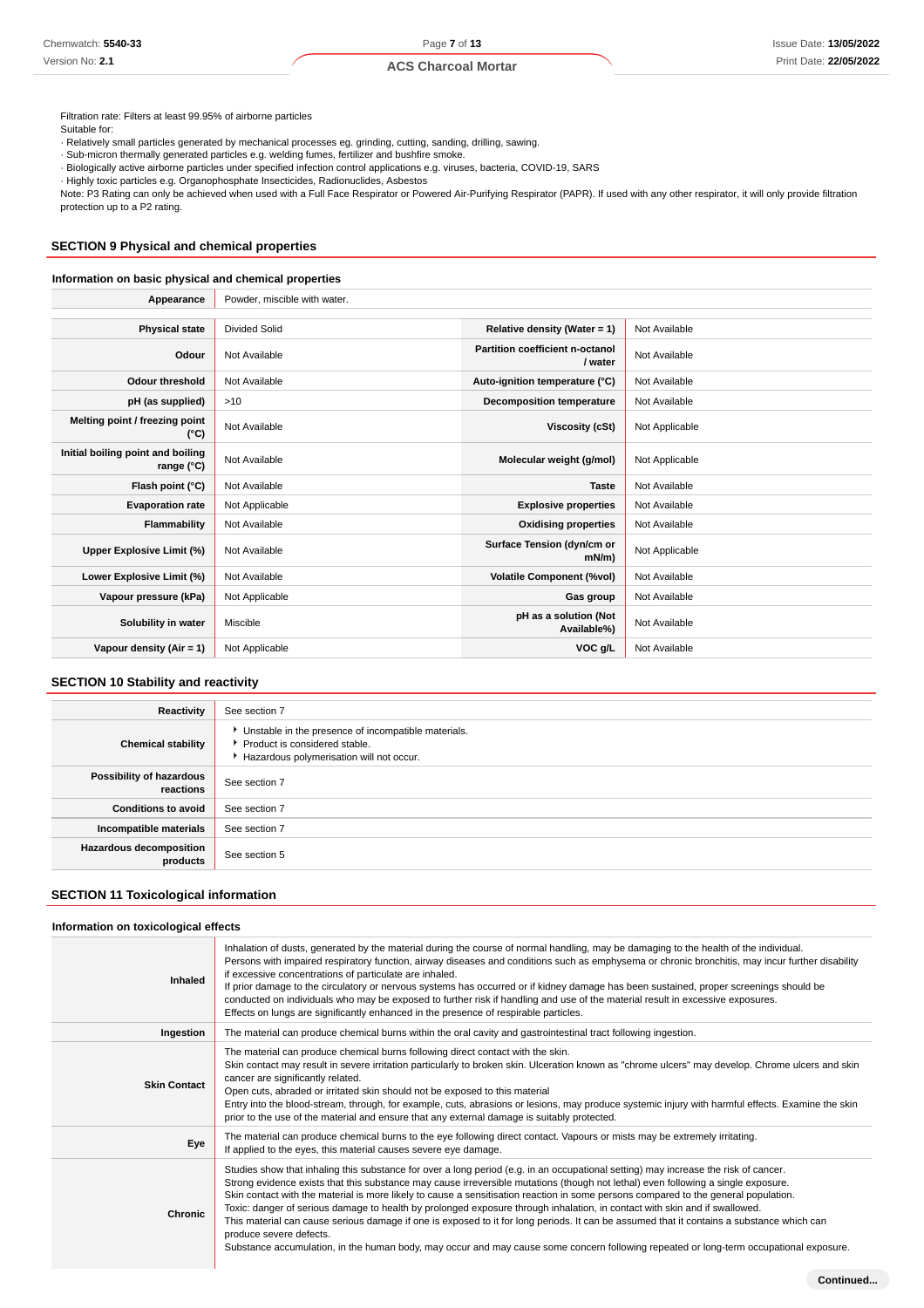Filtration rate: Filters at least 99.95% of airborne particles

Suitable for:

· Relatively small particles generated by mechanical processes eg. grinding, cutting, sanding, drilling, sawing.

· Sub-micron thermally generated particles e.g. welding fumes, fertilizer and bushfire smoke.

· Biologically active airborne particles under specified infection control applications e.g. viruses, bacteria, COVID-19, SARS

· Highly toxic particles e.g. Organophosphate Insecticides, Radionuclides, Asbestos

Note: P3 Rating can only be achieved when used with a Full Face Respirator or Powered Air-Purifying Respirator (PAPR). If used with any other respirator, it will only provide filtration protection up to a P2 rating.

## SECTION 9 Physical and chemical properties

### Information on basic physical and chemical properties

| Appearance | Powder, miscible with water. | | |
|---|---|---|---|
| **Physical state** | Divided Solid | **Relative density (Water = 1)** | Not Available |
| **Odour** | Not Available | **Partition coefficient n-octanol / water** | Not Available |
| **Odour threshold** | Not Available | **Auto-ignition temperature (°C)** | Not Available |
| **pH (as supplied)** | >10 | **Decomposition temperature** | Not Available |
| **Melting point / freezing point (°C)** | Not Available | **Viscosity (cSt)** | Not Applicable |
| **Initial boiling point and boiling range (°C)** | Not Available | **Molecular weight (g/mol)** | Not Applicable |
| **Flash point (°C)** | Not Available | **Taste** | Not Available |
| **Evaporation rate** | Not Applicable | **Explosive properties** | Not Available |
| **Flammability** | Not Available | **Oxidising properties** | Not Available |
| **Upper Explosive Limit (%)** | Not Available | **Surface Tension (dyn/cm or mN/m)** | Not Applicable |
| **Lower Explosive Limit (%)** | Not Available | **Volatile Component (%vol)** | Not Available |
| **Vapour pressure (kPa)** | Not Applicable | **Gas group** | Not Available |
| **Solubility in water** | Miscible | **pH as a solution (Not Available%)** | Not Available |
| **Vapour density (Air = 1)** | Not Applicable | **VOC g/L** | Not Available |

## SECTION 10 Stability and reactivity

| Reactivity | See section 7 |
|---|---|
| **Chemical stability** | ‣ Unstable in the presence of incompatible materials.<br>‣ Product is considered stable.<br>‣ Hazardous polymerisation will not occur. |
| **Possibility of hazardous reactions** | See section 7 |
| **Conditions to avoid** | See section 7 |
| **Incompatible materials** | See section 7 |
| **Hazardous decomposition products** | See section 5 |

## SECTION 11 Toxicological information

### Information on toxicological effects

| Inhaled | Inhalation of dusts, generated by the material during the course of normal handling, may be damaging to the health of the individual.<br>Persons with impaired respiratory function, airway diseases and conditions such as emphysema or chronic bronchitis, may incur further disability if excessive concentrations of particulate are inhaled.<br>If prior damage to the circulatory or nervous systems has occurred or if kidney damage has been sustained, proper screenings should be conducted on individuals who may be exposed to further risk if handling and use of the material result in excessive exposures.<br>Effects on lungs are significantly enhanced in the presence of respirable particles. |
|---|---|
| **Ingestion** | The material can produce chemical burns within the oral cavity and gastrointestinal tract following ingestion. |
| **Skin Contact** | The material can produce chemical burns following direct contact with the skin.<br>Skin contact may result in severe irritation particularly to broken skin. Ulceration known as "chrome ulcers" may develop. Chrome ulcers and skin cancer are significantly related.<br>Open cuts, abraded or irritated skin should not be exposed to this material<br>Entry into the blood-stream, through, for example, cuts, abrasions or lesions, may produce systemic injury with harmful effects. Examine the skin prior to the use of the material and ensure that any external damage is suitably protected. |
| **Eye** | The material can produce chemical burns to the eye following direct contact. Vapours or mists may be extremely irritating.<br>If applied to the eyes, this material causes severe eye damage. |
| **Chronic** | Studies show that inhaling this substance for over a long period (e.g. in an occupational setting) may increase the risk of cancer.<br>Strong evidence exists that this substance may cause irreversible mutations (though not lethal) even following a single exposure.<br>Skin contact with the material is more likely to cause a sensitisation reaction in some persons compared to the general population.<br>Toxic: danger of serious damage to health by prolonged exposure through inhalation, in contact with skin and if swallowed.<br>This material can cause serious damage if one is exposed to it for long periods. It can be assumed that it contains a substance which can produce severe defects.<br>Substance accumulation, in the human body, may occur and may cause some concern following repeated or long-term occupational exposure. |

**Continued...**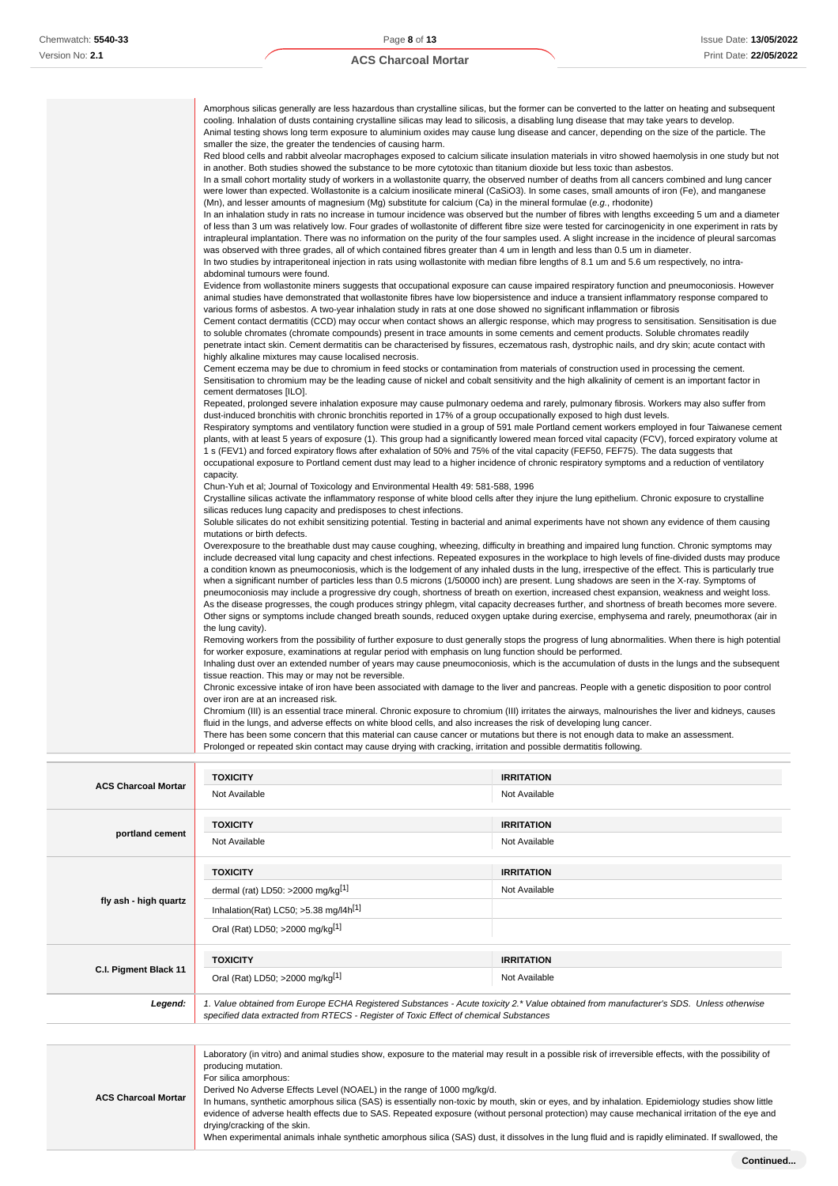| | |
|---|---|
| | Amorphous silicas generally are less hazardous than crystalline silicas, but the former can be converted to the latter on heating and subsequent cooling. Inhalation of dusts containing crystalline silicas may lead to silicosis, a disabling lung disease that may take years to develop.<br>Animal testing shows long term exposure to aluminium oxides may cause lung disease and cancer, depending on the size of the particle. The smaller the size, the greater the tendencies of causing harm.<br>Red blood cells and rabbit alveolar macrophages exposed to calcium silicate insulation materials in vitro showed haemolysis in one study but not in another. Both studies showed the substance to be more cytotoxic than titanium dioxide but less toxic than asbestos.<br>In a small cohort mortality study of workers in a wollastonite quarry, the observed number of deaths from all cancers combined and lung cancer were lower than expected. Wollastonite is a calcium inosilicate mineral ($CaSiO_3$). In some cases, small amounts of iron (Fe), and manganese (Mn), and lesser amounts of magnesium (Mg) substitute for calcium (Ca) in the mineral formulae (*e.g.*, rhodonite)<br>In an inhalation study in rats no increase in tumour incidence was observed but the number of fibres with lengths exceeding 5 um and a diameter of less than 3 um was relatively low. Four grades of wollastonite of different fibre size were tested for carcinogenicity in one experiment in rats by intrapleural implantation. There was no information on the purity of the four samples used. A slight increase in the incidence of pleural sarcomas was observed with three grades, all of which contained fibres greater than 4 um in length and less than 0.5 um in diameter.<br>In two studies by intraperitoneal injection in rats using wollastonite with median fibre lengths of 8.1 um and 5.6 um respectively, no intra-abdominal tumours were found.<br>Evidence from wollastonite miners suggests that occupational exposure can cause impaired respiratory function and pneumoconiosis. However animal studies have demonstrated that wollastonite fibres have low biopersistence and induce a transient inflammatory response compared to various forms of asbestos. A two-year inhalation study in rats at one dose showed no significant inflammation or fibrosis<br>Cement contact dermatitis (CCD) may occur when contact shows an allergic response, which may progress to sensitisation. Sensitisation is due to soluble chromates (chromate compounds) present in trace amounts in some cements and cement products. Soluble chromates readily penetrate intact skin. Cement dermatitis can be characterised by fissures, eczematous rash, dystrophic nails, and dry skin; acute contact with highly alkaline mixtures may cause localised necrosis.<br>Cement eczema may be due to chromium in feed stocks or contamination from materials of construction used in processing the cement. Sensitisation to chromium may be the leading cause of nickel and cobalt sensitivity and the high alkalinity of cement is an important factor in cement dermatoses [ILO].<br>Repeated, prolonged severe inhalation exposure may cause pulmonary oedema and rarely, pulmonary fibrosis. Workers may also suffer from dust-induced bronchitis with chronic bronchitis reported in 17% of a group occupationally exposed to high dust levels.<br>Respiratory symptoms and ventilatory function were studied in a group of 591 male Portland cement workers employed in four Taiwanese cement plants, with at least 5 years of exposure (1). This group had a significantly lowered mean forced vital capacity (FCV), forced expiratory volume at 1 s (FEV1) and forced expiratory flows after exhalation of 50% and 75% of the vital capacity (FEF50, FEF75). The data suggests that occupational exposure to Portland cement dust may lead to a higher incidence of chronic respiratory symptoms and a reduction of ventilatory capacity.<br>Chun-Yuh et al; Journal of Toxicology and Environmental Health 49: 581-588, 1996<br>Crystalline silicas activate the inflammatory response of white blood cells after they injure the lung epithelium. Chronic exposure to crystalline silicas reduces lung capacity and predisposes to chest infections.<br>Soluble silicates do not exhibit sensitizing potential. Testing in bacterial and animal experiments have not shown any evidence of them causing mutations or birth defects.<br>Overexposure to the breathable dust may cause coughing, wheezing, difficulty in breathing and impaired lung function. Chronic symptoms may include decreased vital lung capacity and chest infections. Repeated exposures in the workplace to high levels of fine-divided dusts may produce a condition known as pneumoconiosis, which is the lodgement of any inhaled dusts in the lung, irrespective of the effect. This is particularly true when a significant number of particles less than 0.5 microns (1/50000 inch) are present. Lung shadows are seen in the X-ray. Symptoms of pneumoconiosis may include a progressive dry cough, shortness of breath on exertion, increased chest expansion, weakness and weight loss. As the disease progresses, the cough produces stringy phlegm, vital capacity decreases further, and shortness of breath becomes more severe. Other signs or symptoms include changed breath sounds, reduced oxygen uptake during exercise, emphysema and rarely, pneumothorax (air in the lung cavity).<br>Removing workers from the possibility of further exposure to dust generally stops the progress of lung abnormalities. When there is high potential for worker exposure, examinations at regular period with emphasis on lung function should be performed.<br>Inhaling dust over an extended number of years may cause pneumoconiosis, which is the accumulation of dusts in the lungs and the subsequent tissue reaction. This may or may not be reversible.<br>Chronic excessive intake of iron have been associated with damage to the liver and pancreas. People with a genetic disposition to poor control over iron are at an increased risk.<br>Chromium (III) is an essential trace mineral. Chronic exposure to chromium (III) irritates the airways, malnourishes the liver and kidneys, causes fluid in the lungs, and adverse effects on white blood cells, and also increases the risk of developing lung cancer.<br>There has been some concern that this material can cause cancer or mutations but there is not enough data to make an assessment.<br>Prolonged or repeated skin contact may cause drying with cracking, irritation and possible dermatitis following. |

| | TOXICITY | IRRITATION |
|---|---|---|
| **ACS Charcoal Mortar** | Not Available | Not Available |
| **portland cement** | Not Available | Not Available |
| **fly ash - high quartz** | dermal (rat) LD50: >2000 mg/kg[1] | Not Available |
| | Inhalation(Rat) LC50; >5.38 mg/l4h[1] | |
| | Oral (Rat) LD50; >2000 mg/kg[1] | |
| **C.I. Pigment Black 11** | Oral (Rat) LD50; >2000 mg/kg[1] | Not Available |
| ***Legend:*** | *1. Value obtained from Europe ECHA Registered Substances - Acute toxicity 2.\* Value obtained from manufacturer's SDS. Unless otherwise specified data extracted from RTECS - Register of Toxic Effect of chemical Substances* | |

| | |
|---|---|
| **ACS Charcoal Mortar** | Laboratory (in vitro) and animal studies show, exposure to the material may result in a possible risk of irreversible effects, with the possibility of producing mutation.<br>For silica amorphous:<br>Derived No Adverse Effects Level (NOAEL) in the range of 1000 mg/kg/d.<br>In humans, synthetic amorphous silica (SAS) is essentially non-toxic by mouth, skin or eyes, and by inhalation. Epidemiology studies show little evidence of adverse health effects due to SAS. Repeated exposure (without personal protection) may cause mechanical irritation of the eye and drying/cracking of the skin.<br>When experimental animals inhale synthetic amorphous silica (SAS) dust, it dissolves in the lung fluid and is rapidly eliminated. If swallowed, the |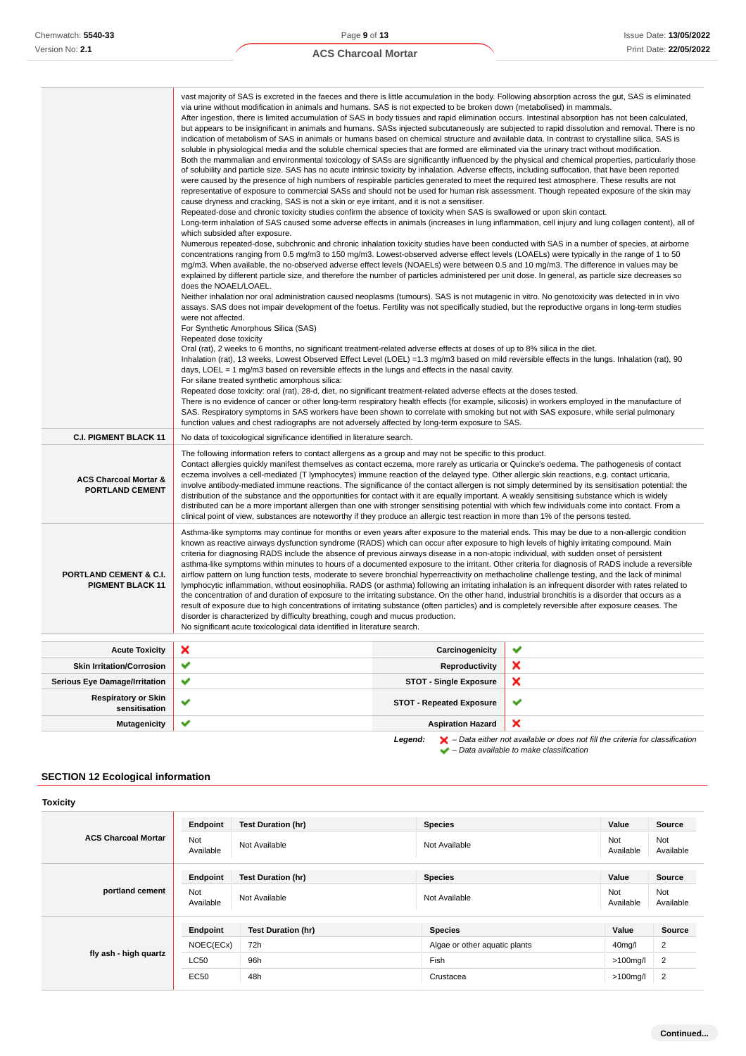| | |
|---|---|
| | vast majority of SAS is excreted in the faeces and there is little accumulation in the body. Following absorption across the gut, SAS is eliminated via urine without modification in animals and humans. SAS is not expected to be broken down (metabolised) in mammals.<br>After ingestion, there is limited accumulation of SAS in body tissues and rapid elimination occurs. Intestinal absorption has not been calculated, but appears to be insignificant in animals and humans. SASs injected subcutaneously are subjected to rapid dissolution and removal. There is no indication of metabolism of SAS in animals or humans based on chemical structure and available data. In contrast to crystalline silica, SAS is soluble in physiological media and the soluble chemical species that are formed are eliminated via the urinary tract without modification.<br>Both the mammalian and environmental toxicology of SASs are significantly influenced by the physical and chemical properties, particularly those of solubility and particle size. SAS has no acute intrinsic toxicity by inhalation. Adverse effects, including suffocation, that have been reported were caused by the presence of high numbers of respirable particles generated to meet the required test atmosphere. These results are not representative of exposure to commercial SASs and should not be used for human risk assessment. Though repeated exposure of the skin may cause dryness and cracking, SAS is not a skin or eye irritant, and it is not a sensitiser.<br>Repeated-dose and chronic toxicity studies confirm the absence of toxicity when SAS is swallowed or upon skin contact.<br>Long-term inhalation of SAS caused some adverse effects in animals (increases in lung inflammation, cell injury and lung collagen content), all of which subsided after exposure.<br>Numerous repeated-dose, subchronic and chronic inhalation toxicity studies have been conducted with SAS in a number of species, at airborne concentrations ranging from 0.5 mg/m3 to 150 mg/m3. Lowest-observed adverse effect levels (LOAELs) were typically in the range of 1 to 50 mg/m3. When available, the no-observed adverse effect levels (NOAELs) were between 0.5 and 10 mg/m3. The difference in values may be explained by different particle size, and therefore the number of particles administered per unit dose. In general, as particle size decreases so does the NOAEL/LOAEL.<br>Neither inhalation nor oral administration caused neoplasms (tumours). SAS is not mutagenic in vitro. No genotoxicity was detected in in vivo assays. SAS does not impair development of the foetus. Fertility was not specifically studied, but the reproductive organs in long-term studies were not affected.<br>For Synthetic Amorphous Silica (SAS)<br>Repeated dose toxicity<br>Oral (rat), 2 weeks to 6 months, no significant treatment-related adverse effects at doses of up to 8% silica in the diet.<br>Inhalation (rat), 13 weeks, Lowest Observed Effect Level (LOEL) =1.3 mg/m3 based on mild reversible effects in the lungs. Inhalation (rat), 90 days, LOEL = 1 mg/m3 based on reversible effects in the lungs and effects in the nasal cavity.<br>For silane treated synthetic amorphous silica:<br>Repeated dose toxicity: oral (rat), 28-d, diet, no significant treatment-related adverse effects at the doses tested.<br>There is no evidence of cancer or other long-term respiratory health effects (for example, silicosis) in workers employed in the manufacture of SAS. Respiratory symptoms in SAS workers have been shown to correlate with smoking but not with SAS exposure, while serial pulmonary function values and chest radiographs are not adversely affected by long-term exposure to SAS. |
| **C.I. PIGMENT BLACK 11** | No data of toxicological significance identified in literature search. |
| **ACS Charcoal Mortar & PORTLAND CEMENT** | The following information refers to contact allergens as a group and may not be specific to this product.<br>Contact allergies quickly manifest themselves as contact eczema, more rarely as urticaria or Quincke's oedema. The pathogenesis of contact eczema involves a cell-mediated (T lymphocytes) immune reaction of the delayed type. Other allergic skin reactions, e.g. contact urticaria, involve antibody-mediated immune reactions. The significance of the contact allergen is not simply determined by its sensitisation potential: the distribution of the substance and the opportunities for contact with it are equally important. A weakly sensitising substance which is widely distributed can be a more important allergen than one with stronger sensitising potential with which few individuals come into contact. From a clinical point of view, substances are noteworthy if they produce an allergic test reaction in more than 1% of the persons tested. |
| **PORTLAND CEMENT & C.I. PIGMENT BLACK 11** | Asthma-like symptoms may continue for months or even years after exposure to the material ends. This may be due to a non-allergic condition known as reactive airways dysfunction syndrome (RADS) which can occur after exposure to high levels of highly irritating compound. Main criteria for diagnosing RADS include the absence of previous airways disease in a non-atopic individual, with sudden onset of persistent asthma-like symptoms within minutes to hours of a documented exposure to the irritant. Other criteria for diagnosis of RADS include a reversible airflow pattern on lung function tests, moderate to severe bronchial hyperreactivity on methacholine challenge testing, and the lack of minimal lymphocytic inflammation, without eosinophilia. RADS (or asthma) following an irritating inhalation is an infrequent disorder with rates related to the concentration of and duration of exposure to the irritating substance. On the other hand, industrial bronchitis is a disorder that occurs as a result of exposure due to high concentrations of irritating substance (often particles) and is completely reversible after exposure ceases. The disorder is characterized by difficulty breathing, cough and mucus production.<br>No significant acute toxicological data identified in literature search. |

| | | | |
|---|---|---|---|
| **Acute Toxicity** | ✘ | **Carcinogenicity** | ✔ |
| **Skin Irritation/Corrosion** | ✔ | **Reproductivity** | ✘ |
| **Serious Eye Damage/Irritation** | ✔ | **STOT - Single Exposure** | ✘ |
| **Respiratory or Skin sensitisation** | ✔ | **STOT - Repeated Exposure** | ✔ |
| **Mutagenicity** | ✔ | **Aspiration Hazard** | ✘ |

***Legend:*** ✘ *– Data either not available or does not fill the criteria for classification*
✔ *– Data available to make classification*

## SECTION 12 Ecological information

### Toxicity

**ACS Charcoal Mortar**

| Endpoint | Test Duration (hr) | Species | Value | Source |
|---|---|---|---|---|
| Not Available | Not Available | Not Available | Not Available | Not Available |

**portland cement**

| Endpoint | Test Duration (hr) | Species | Value | Source |
|---|---|---|---|---|
| Not Available | Not Available | Not Available | Not Available | Not Available |

**fly ash - high quartz**

| Endpoint | Test Duration (hr) | Species | Value | Source |
|---|---|---|---|---|
| NOEC(ECx) | 72h | Algae or other aquatic plants | 40mg/l | 2 |
| LC50 | 96h | Fish | >100mg/l | 2 |
| EC50 | 48h | Crustacea | >100mg/l | 2 |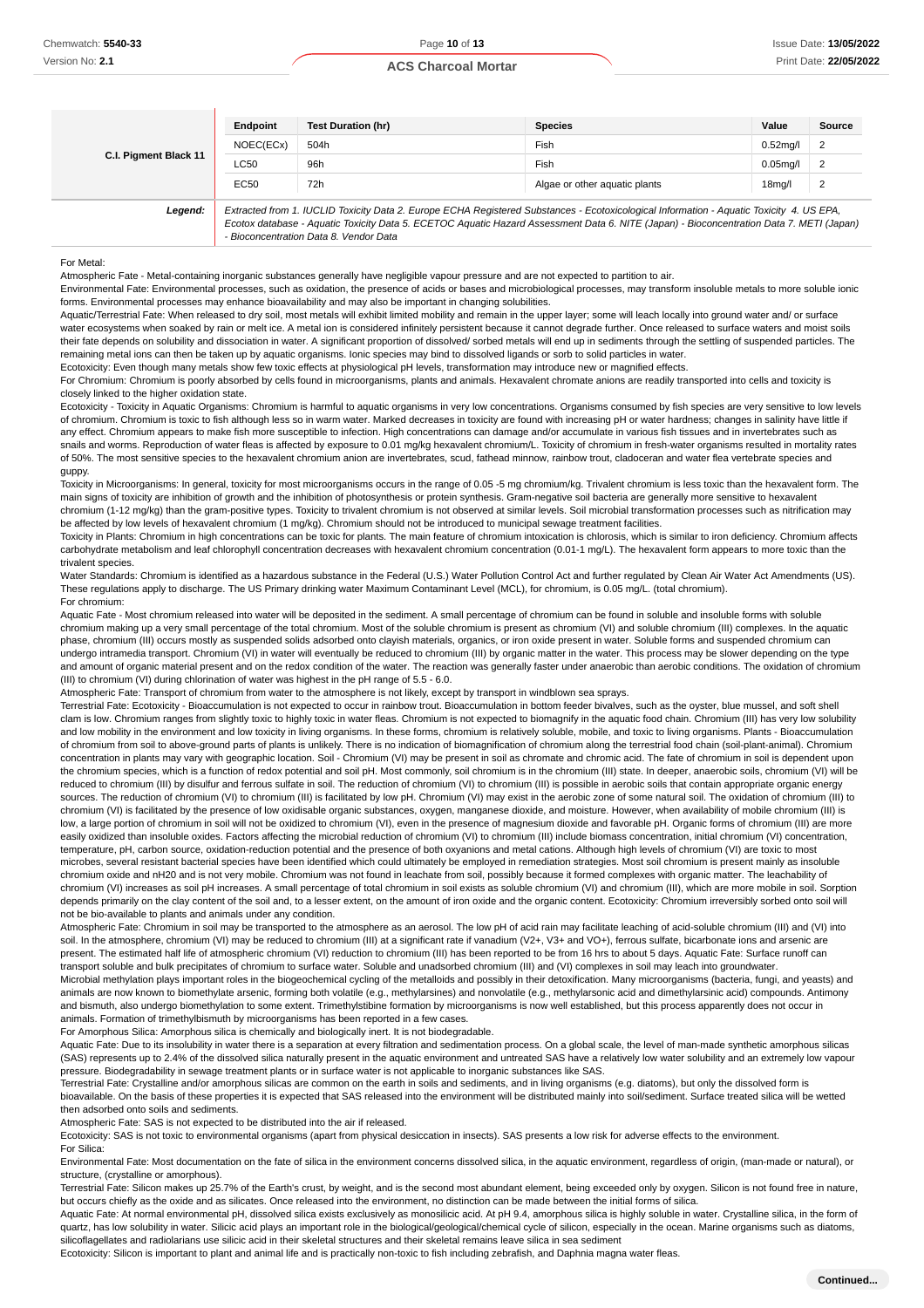| | Endpoint | Test Duration (hr) | Species | Value | Source |
|---|---|---|---|---|---|
| **C.I. Pigment Black 11** | NOEC(ECx) | 504h | Fish | 0.52mg/l | 2 |
| | LC50 | 96h | Fish | 0.05mg/l | 2 |
| | EC50 | 72h | Algae or other aquatic plants | 18mg/l | 2 |
| ***Legend:*** | *Extracted from 1. IUCLID Toxicity Data 2. Europe ECHA Registered Substances - Ecotoxicological Information - Aquatic Toxicity 4. US EPA, Ecotox database - Aquatic Toxicity Data 5. ECETOC Aquatic Hazard Assessment Data 6. NITE (Japan) - Bioconcentration Data 7. METI (Japan) - Bioconcentration Data 8. Vendor Data* | | | | |

For Metal:

Atmospheric Fate - Metal-containing inorganic substances generally have negligible vapour pressure and are not expected to partition to air.

Environmental Fate: Environmental processes, such as oxidation, the presence of acids or bases and microbiological processes, may transform insoluble metals to more soluble ionic forms. Environmental processes may enhance bioavailability and may also be important in changing solubilities.

Aquatic/Terrestrial Fate: When released to dry soil, most metals will exhibit limited mobility and remain in the upper layer; some will leach locally into ground water and/ or surface water ecosystems when soaked by rain or melt ice. A metal ion is considered infinitely persistent because it cannot degrade further. Once released to surface waters and moist soils their fate depends on solubility and dissociation in water. A significant proportion of dissolved/ sorbed metals will end up in sediments through the settling of suspended particles. The remaining metal ions can then be taken up by aquatic organisms. Ionic species may bind to dissolved ligands or sorb to solid particles in water.

Ecotoxicity: Even though many metals show few toxic effects at physiological pH levels, transformation may introduce new or magnified effects.

For Chromium: Chromium is poorly absorbed by cells found in microorganisms, plants and animals. Hexavalent chromate anions are readily transported into cells and toxicity is closely linked to the higher oxidation state.

Ecotoxicity - Toxicity in Aquatic Organisms: Chromium is harmful to aquatic organisms in very low concentrations. Organisms consumed by fish species are very sensitive to low levels of chromium. Chromium is toxic to fish although less so in warm water. Marked decreases in toxicity are found with increasing pH or water hardness; changes in salinity have little if any effect. Chromium appears to make fish more susceptible to infection. High concentrations can damage and/or accumulate in various fish tissues and in invertebrates such as snails and worms. Reproduction of water fleas is affected by exposure to 0.01 mg/kg hexavalent chromium/L. Toxicity of chromium in fresh-water organisms resulted in mortality rates of 50%. The most sensitive species to the hexavalent chromium anion are invertebrates, scud, fathead minnow, rainbow trout, cladoceran and water flea vertebrate species and guppy.

Toxicity in Microorganisms: In general, toxicity for most microorganisms occurs in the range of 0.05 -5 mg chromium/kg. Trivalent chromium is less toxic than the hexavalent form. The main signs of toxicity are inhibition of growth and the inhibition of photosynthesis or protein synthesis. Gram-negative soil bacteria are generally more sensitive to hexavalent chromium (1-12 mg/kg) than the gram-positive types. Toxicity to trivalent chromium is not observed at similar levels. Soil microbial transformation processes such as nitrification may be affected by low levels of hexavalent chromium (1 mg/kg). Chromium should not be introduced to municipal sewage treatment facilities.

Toxicity in Plants: Chromium in high concentrations can be toxic for plants. The main feature of chromium intoxication is chlorosis, which is similar to iron deficiency. Chromium affects carbohydrate metabolism and leaf chlorophyll concentration decreases with hexavalent chromium concentration (0.01-1 mg/L). The hexavalent form appears to more toxic than the trivalent species.

Water Standards: Chromium is identified as a hazardous substance in the Federal (U.S.) Water Pollution Control Act and further regulated by Clean Air Water Act Amendments (US). These regulations apply to discharge. The US Primary drinking water Maximum Contaminant Level (MCL), for chromium, is 0.05 mg/L. (total chromium).

For chromium:

Aquatic Fate - Most chromium released into water will be deposited in the sediment. A small percentage of chromium can be found in soluble and insoluble forms with soluble chromium making up a very small percentage of the total chromium. Most of the soluble chromium is present as chromium (VI) and soluble chromium (III) complexes. In the aquatic phase, chromium (III) occurs mostly as suspended solids adsorbed onto clayish materials, organics, or iron oxide present in water. Soluble forms and suspended chromium can undergo intramedia transport. Chromium (VI) in water will eventually be reduced to chromium (III) by organic matter in the water. This process may be slower depending on the type and amount of organic material present and on the redox condition of the water. The reaction was generally faster under anaerobic than aerobic conditions. The oxidation of chromium (III) to chromium (VI) during chlorination of water was highest in the pH range of 5.5 - 6.0.

Atmospheric Fate: Transport of chromium from water to the atmosphere is not likely, except by transport in windblown sea sprays.

Terrestrial Fate: Ecotoxicity - Bioaccumulation is not expected to occur in rainbow trout. Bioaccumulation in bottom feeder bivalves, such as the oyster, blue mussel, and soft shell clam is low. Chromium ranges from slightly toxic to highly toxic in water fleas. Chromium is not expected to biomagnify in the aquatic food chain. Chromium (III) has very low solubility and low mobility in the environment and low toxicity in living organisms. In these forms, chromium is relatively soluble, mobile, and toxic to living organisms. Plants - Bioaccumulation of chromium from soil to above-ground parts of plants is unlikely. There is no indication of biomagnification of chromium along the terrestrial food chain (soil-plant-animal). Chromium concentration in plants may vary with geographic location. Soil - Chromium (VI) may be present in soil as chromate and chromic acid. The fate of chromium in soil is dependent upon the chromium species, which is a function of redox potential and soil pH. Most commonly, soil chromium is in the chromium (III) state. In deeper, anaerobic soils, chromium (VI) will be reduced to chromium (III) by disulfur and ferrous sulfate in soil. The reduction of chromium (VI) to chromium (III) is possible in aerobic soils that contain appropriate organic energy sources. The reduction of chromium (VI) to chromium (III) is facilitated by low pH. Chromium (VI) may exist in the aerobic zone of some natural soil. The oxidation of chromium (III) to chromium (VI) is facilitated by the presence of low oxidisable organic substances, oxygen, manganese dioxide, and moisture. However, when availability of mobile chromium (III) is low, a large portion of chromium in soil will not be oxidized to chromium (VI), even in the presence of magnesium dioxide and favorable pH. Organic forms of chromium (III) are more easily oxidized than insoluble oxides. Factors affecting the microbial reduction of chromium (VI) to chromium (III) include biomass concentration, initial chromium (VI) concentration, temperature, pH, carbon source, oxidation-reduction potential and the presence of both oxyanions and metal cations. Although high levels of chromium (VI) are toxic to most microbes, several resistant bacterial species have been identified which could ultimately be employed in remediation strategies. Most soil chromium is present mainly as insoluble chromium oxide and nH20 and is not very mobile. Chromium was not found in leachate from soil, possibly because it formed complexes with organic matter. The leachability of chromium (VI) increases as soil pH increases. A small percentage of total chromium in soil exists as soluble chromium (VI) and chromium (III), which are more mobile in soil. Sorption depends primarily on the clay content of the soil and, to a lesser extent, on the amount of iron oxide and the organic content. Ecotoxicity: Chromium irreversibly sorbed onto soil will not be bio-available to plants and animals under any condition.

Atmospheric Fate: Chromium in soil may be transported to the atmosphere as an aerosol. The low pH of acid rain may facilitate leaching of acid-soluble chromium (III) and (VI) into soil. In the atmosphere, chromium (VI) may be reduced to chromium (III) at a significant rate if vanadium (V2+, V3+ and VO+), ferrous sulfate, bicarbonate ions and arsenic are present. The estimated half life of atmospheric chromium (VI) reduction to chromium (III) has been reported to be from 16 hrs to about 5 days. Aquatic Fate: Surface runoff can transport soluble and bulk precipitates of chromium to surface water. Soluble and unadsorbed chromium (III) and (VI) complexes in soil may leach into groundwater.

Microbial methylation plays important roles in the biogeochemical cycling of the metalloids and possibly in their detoxification. Many microorganisms (bacteria, fungi, and yeasts) and animals are now known to biomethylate arsenic, forming both volatile (e.g., methylarsines) and nonvolatile (e.g., methylarsonic acid and dimethylarsinic acid) compounds. Antimony and bismuth, also undergo biomethylation to some extent. Trimethylstibine formation by microorganisms is now well established, but this process apparently does not occur in animals. Formation of trimethylbismuth by microorganisms has been reported in a few cases.

For Amorphous Silica: Amorphous silica is chemically and biologically inert. It is not biodegradable.

Aquatic Fate: Due to its insolubility in water there is a separation at every filtration and sedimentation process. On a global scale, the level of man-made synthetic amorphous silicas (SAS) represents up to 2.4% of the dissolved silica naturally present in the aquatic environment and untreated SAS have a relatively low water solubility and an extremely low vapour pressure. Biodegradability in sewage treatment plants or in surface water is not applicable to inorganic substances like SAS.

Terrestrial Fate: Crystalline and/or amorphous silicas are common on the earth in soils and sediments, and in living organisms (e.g. diatoms), but only the dissolved form is bioavailable. On the basis of these properties it is expected that SAS released into the environment will be distributed mainly into soil/sediment. Surface treated silica will be wetted then adsorbed onto soils and sediments.

Atmospheric Fate: SAS is not expected to be distributed into the air if released.

Ecotoxicity: SAS is not toxic to environmental organisms (apart from physical desiccation in insects). SAS presents a low risk for adverse effects to the environment.

For Silica:

Environmental Fate: Most documentation on the fate of silica in the environment concerns dissolved silica, in the aquatic environment, regardless of origin, (man-made or natural), or structure, (crystalline or amorphous).

Terrestrial Fate: Silicon makes up 25.7% of the Earth's crust, by weight, and is the second most abundant element, being exceeded only by oxygen. Silicon is not found free in nature, but occurs chiefly as the oxide and as silicates. Once released into the environment, no distinction can be made between the initial forms of silica.

Aquatic Fate: At normal environmental pH, dissolved silica exists exclusively as monosilicic acid. At pH 9.4, amorphous silica is highly soluble in water. Crystalline silica, in the form of quartz, has low solubility in water. Silicic acid plays an important role in the biological/geological/chemical cycle of silicon, especially in the ocean. Marine organisms such as diatoms, silicoflagellates and radiolarians use silicic acid in their skeletal structures and their skeletal remains leave silica in sea sediment

Ecotoxicity: Silicon is important to plant and animal life and is practically non-toxic to fish including zebrafish, and Daphnia magna water fleas.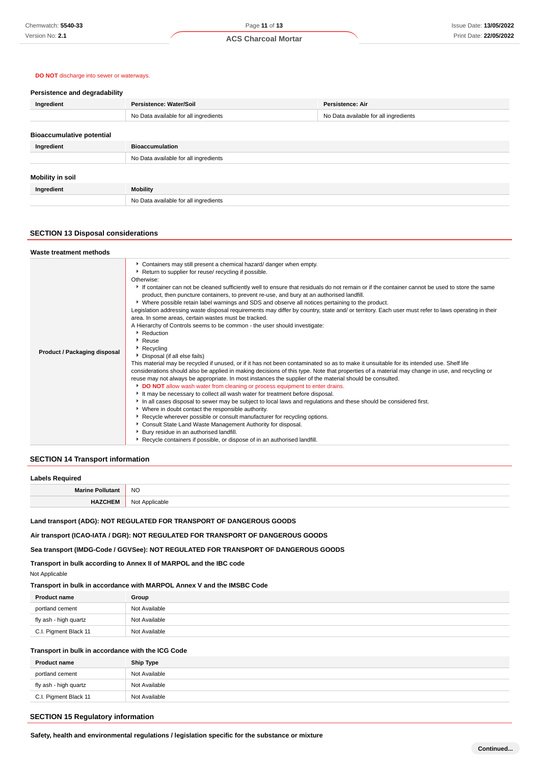**DO NOT** discharge into sewer or waterways.

### Persistence and degradability

| Ingredient | Persistence: Water/Soil | Persistence: Air |
|---|---|---|
| | No Data available for all ingredients | No Data available for all ingredients |

### Bioaccumulative potential

| Ingredient | Bioaccumulation |
|---|---|
| | No Data available for all ingredients |

### Mobility in soil

| Ingredient | Mobility |
|---|---|
| | No Data available for all ingredients |

## SECTION 13 Disposal considerations

### Waste treatment methods

| | |
|---|---|
| **Product / Packaging disposal** | ▸ Containers may still present a chemical hazard/ danger when empty.<br>▸ Return to supplier for reuse/ recycling if possible.<br>Otherwise:<br>▸ If container can not be cleaned sufficiently well to ensure that residuals do not remain or if the container cannot be used to store the same product, then puncture containers, to prevent re-use, and bury at an authorised landfill.<br>▸ Where possible retain label warnings and SDS and observe all notices pertaining to the product.<br>Legislation addressing waste disposal requirements may differ by country, state and/ or territory. Each user must refer to laws operating in their area. In some areas, certain wastes must be tracked.<br>A Hierarchy of Controls seems to be common - the user should investigate:<br>▸ Reduction<br>▸ Reuse<br>▸ Recycling<br>▸ Disposal (if all else fails)<br>This material may be recycled if unused, or if it has not been contaminated so as to make it unsuitable for its intended use. Shelf life considerations should also be applied in making decisions of this type. Note that properties of a material may change in use, and recycling or reuse may not always be appropriate. In most instances the supplier of the material should be consulted.<br>▸ **DO NOT** allow wash water from cleaning or process equipment to enter drains.<br>▸ It may be necessary to collect all wash water for treatment before disposal.<br>▸ In all cases disposal to sewer may be subject to local laws and regulations and these should be considered first.<br>▸ Where in doubt contact the responsible authority.<br>▸ Recycle wherever possible or consult manufacturer for recycling options.<br>▸ Consult State Land Waste Management Authority for disposal.<br>▸ Bury residue in an authorised landfill.<br>▸ Recycle containers if possible, or dispose of in an authorised landfill. |

## SECTION 14 Transport information

### Labels Required

| | |
|---|---|
| **Marine Pollutant** | NO |
| **HAZCHEM** | Not Applicable |

**Land transport (ADG): NOT REGULATED FOR TRANSPORT OF DANGEROUS GOODS**

**Air transport (ICAO-IATA / DGR): NOT REGULATED FOR TRANSPORT OF DANGEROUS GOODS**

**Sea transport (IMDG-Code / GGVSee): NOT REGULATED FOR TRANSPORT OF DANGEROUS GOODS**

### Transport in bulk according to Annex II of MARPOL and the IBC code

Not Applicable

### Transport in bulk in accordance with MARPOL Annex V and the IMSBC Code

| Product name | Group |
|---|---|
| portland cement | Not Available |
| fly ash - high quartz | Not Available |
| C.I. Pigment Black 11 | Not Available |

### Transport in bulk in accordance with the ICG Code

| Product name | Ship Type |
|---|---|
| portland cement | Not Available |
| fly ash - high quartz | Not Available |
| C.I. Pigment Black 11 | Not Available |

## SECTION 15 Regulatory information

### Safety, health and environmental regulations / legislation specific for the substance or mixture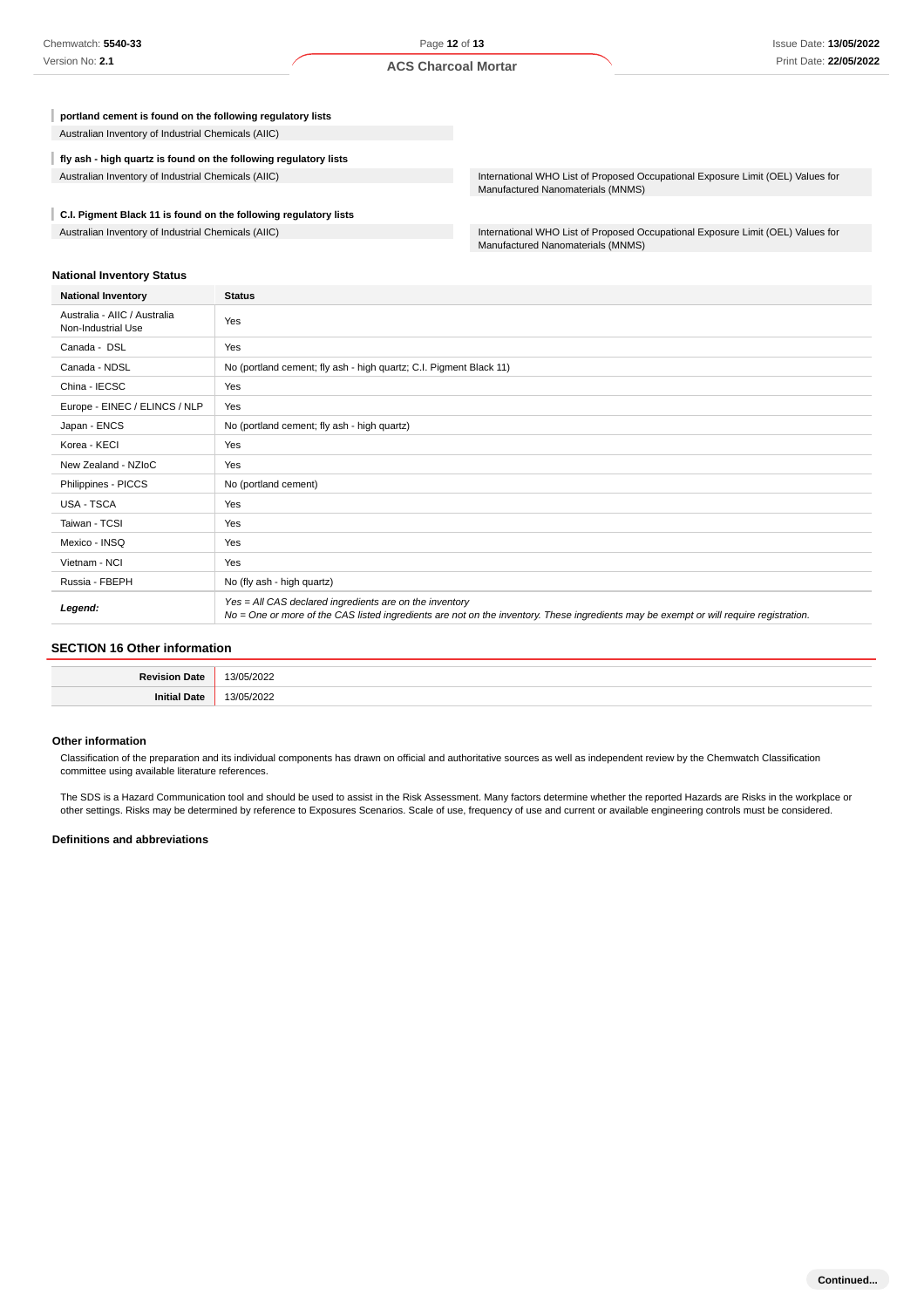**portland cement is found on the following regulatory lists**

| | |
|---|---|
| Australian Inventory of Industrial Chemicals (AIIC) | |

**fly ash - high quartz is found on the following regulatory lists**

| | |
|---|---|
| Australian Inventory of Industrial Chemicals (AIIC) | International WHO List of Proposed Occupational Exposure Limit (OEL) Values for Manufactured Nanomaterials (MNMS) |

**C.I. Pigment Black 11 is found on the following regulatory lists**

| | |
|---|---|
| Australian Inventory of Industrial Chemicals (AIIC) | International WHO List of Proposed Occupational Exposure Limit (OEL) Values for Manufactured Nanomaterials (MNMS) |

### National Inventory Status

| National Inventory | Status |
|---|---|
| Australia - AIIC / Australia Non-Industrial Use | Yes |
| Canada - DSL | Yes |
| Canada - NDSL | No (portland cement; fly ash - high quartz; C.I. Pigment Black 11) |
| China - IECSC | Yes |
| Europe - EINEC / ELINCS / NLP | Yes |
| Japan - ENCS | No (portland cement; fly ash - high quartz) |
| Korea - KECI | Yes |
| New Zealand - NZIoC | Yes |
| Philippines - PICCS | No (portland cement) |
| USA - TSCA | Yes |
| Taiwan - TCSI | Yes |
| Mexico - INSQ | Yes |
| Vietnam - NCI | Yes |
| Russia - FBEPH | No (fly ash - high quartz) |
| ***Legend:*** | *Yes = All CAS declared ingredients are on the inventory*<br>*No = One or more of the CAS listed ingredients are not on the inventory. These ingredients may be exempt or will require registration.* |

## SECTION 16 Other information

| | |
|---|---|
| **Revision Date** | 13/05/2022 |
| **Initial Date** | 13/05/2022 |

### Other information

Classification of the preparation and its individual components has drawn on official and authoritative sources as well as independent review by the Chemwatch Classification committee using available literature references.

The SDS is a Hazard Communication tool and should be used to assist in the Risk Assessment. Many factors determine whether the reported Hazards are Risks in the workplace or other settings. Risks may be determined by reference to Exposures Scenarios. Scale of use, frequency of use and current or available engineering controls must be considered.

### Definitions and abbreviations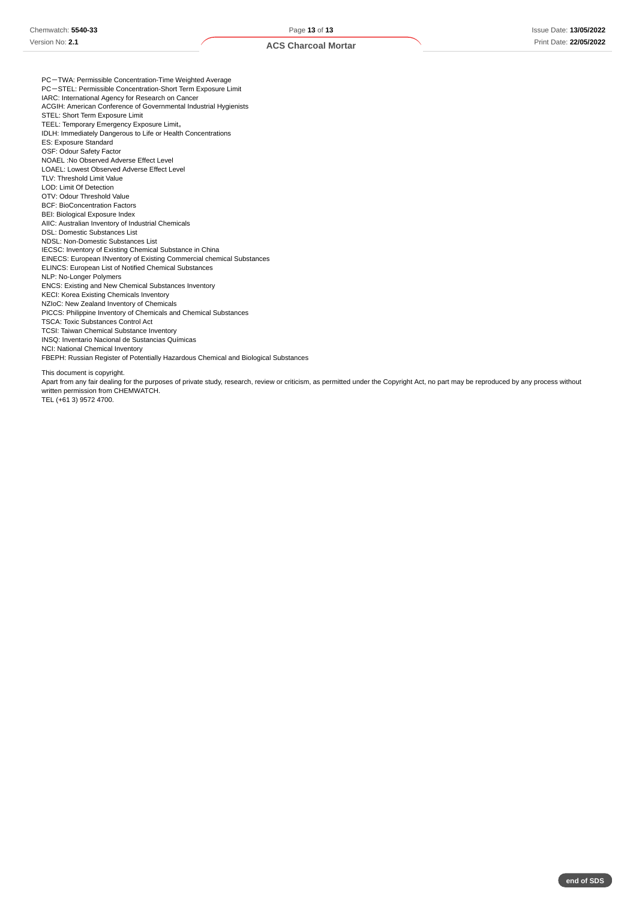PC－TWA: Permissible Concentration-Time Weighted Average
PC－STEL: Permissible Concentration-Short Term Exposure Limit
IARC: International Agency for Research on Cancer
ACGIH: American Conference of Governmental Industrial Hygienists
STEL: Short Term Exposure Limit
TEEL: Temporary Emergency Exposure Limit。
IDLH: Immediately Dangerous to Life or Health Concentrations
ES: Exposure Standard
OSF: Odour Safety Factor
NOAEL :No Observed Adverse Effect Level
LOAEL: Lowest Observed Adverse Effect Level
TLV: Threshold Limit Value
LOD: Limit Of Detection
OTV: Odour Threshold Value
BCF: BioConcentration Factors
BEI: Biological Exposure Index
AIIC: Australian Inventory of Industrial Chemicals
DSL: Domestic Substances List
NDSL: Non-Domestic Substances List
IECSC: Inventory of Existing Chemical Substance in China
EINECS: European INventory of Existing Commercial chemical Substances
ELINCS: European List of Notified Chemical Substances
NLP: No-Longer Polymers
ENCS: Existing and New Chemical Substances Inventory
KECI: Korea Existing Chemicals Inventory
NZIoC: New Zealand Inventory of Chemicals
PICCS: Philippine Inventory of Chemicals and Chemical Substances
TSCA: Toxic Substances Control Act
TCSI: Taiwan Chemical Substance Inventory
INSQ: Inventario Nacional de Sustancias Químicas
NCI: National Chemical Inventory
FBEPH: Russian Register of Potentially Hazardous Chemical and Biological Substances

This document is copyright.
Apart from any fair dealing for the purposes of private study, research, review or criticism, as permitted under the Copyright Act, no part may be reproduced by any process without written permission from CHEMWATCH.
TEL (+61 3) 9572 4700.

end of SDS